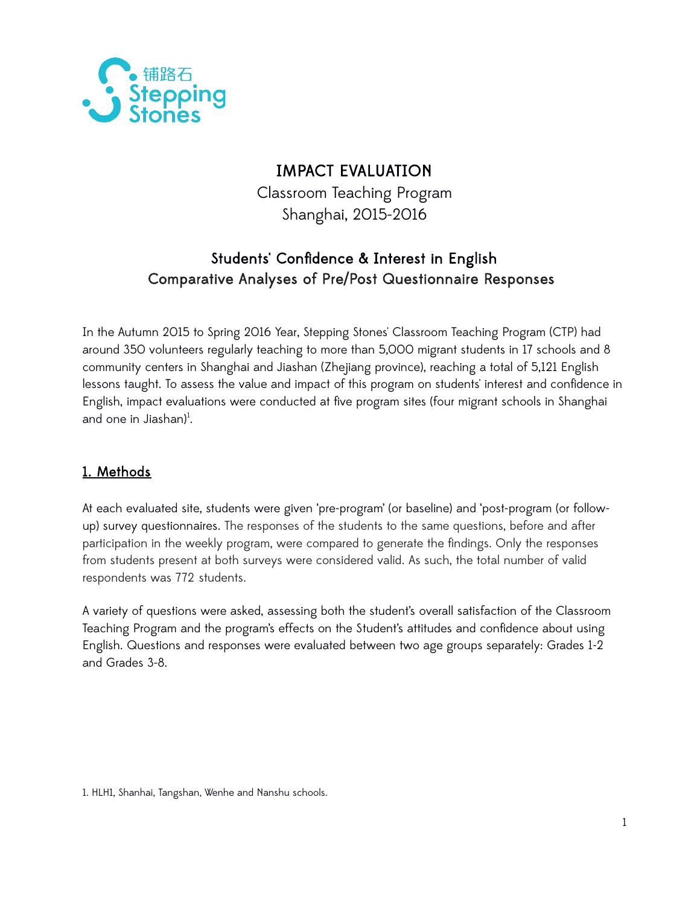铺路石
Stepping Stones

# IMPACT EVALUATION

Classroom Teaching Program
Shanghai, 2015-2016

## Students' Confidence & Interest in English
## Comparative Analyses of Pre/Post Questionnaire Responses

In the Autumn 2015 to Spring 2016 Year, Stepping Stones' Classroom Teaching Program (CTP) had around 350 volunteers regularly teaching to more than 5,000 migrant students in 17 schools and 8 community centers in Shanghai and Jiashan (Zhejiang province), reaching a total of 5,121 English lessons taught. To assess the value and impact of this program on students' interest and confidence in English, impact evaluations were conducted at five program sites (four migrant schools in Shanghai and one in Jiashan)[1].

## 1. Methods

At each evaluated site, students were given 'pre-program' (or baseline) and 'post-program (or follow-up) survey questionnaires. The responses of the students to the same questions, before and after participation in the weekly program, were compared to generate the findings. Only the responses from students present at both surveys were considered valid. As such, the total number of valid respondents was 772 students.

A variety of questions were asked, assessing both the student's overall satisfaction of the Classroom Teaching Program and the program's effects on the Student's attitudes and confidence about using English. Questions and responses were evaluated between two age groups separately: Grades 1-2 and Grades 3-8.

1. HLH1, Shanhai, Tangshan, Wenhe and Nanshu schools.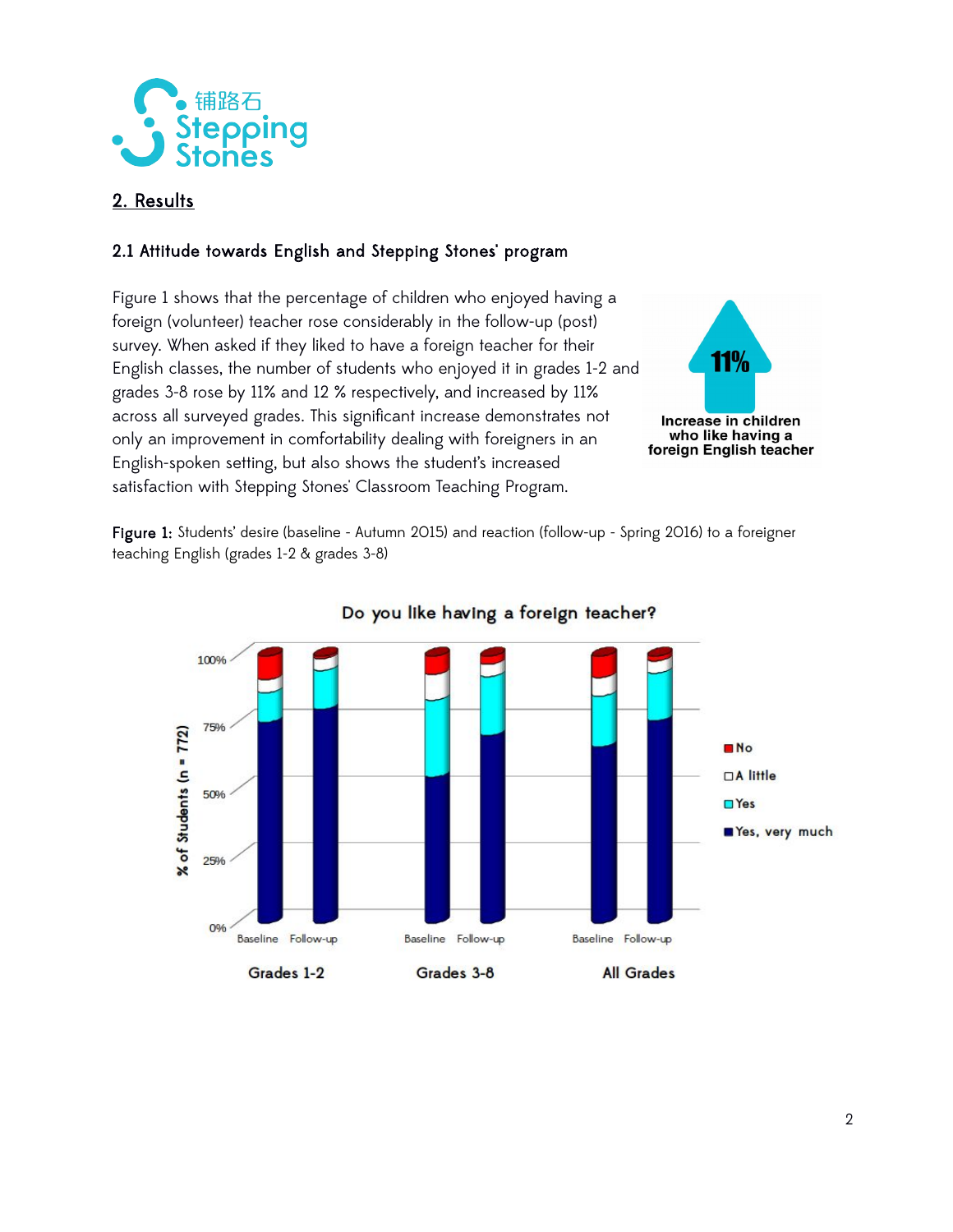## 2. Results

### 2.1 Attitude towards English and Stepping Stones' program

Figure 1 shows that the percentage of children who enjoyed having a foreign (volunteer) teacher rose considerably in the follow-up (post) survey. When asked if they liked to have a foreign teacher for their English classes, the number of students who enjoyed it in grades 1-2 and grades 3-8 rose by 11% and 12 % respectively, and increased by 11% across all surveyed grades. This significant increase demonstrates not only an improvement in comfortability dealing with foreigners in an English-spoken setting, but also shows the student's increased satisfaction with Stepping Stones' Classroom Teaching Program.

11%

Increase in children who like having a foreign English teacher

**Figure 1:** Students' desire (baseline - Autumn 2015) and reaction (follow-up - Spring 2016) to a foreigner teaching English (grades 1-2 & grades 3-8)

Do you like having a foreign teacher?

% of Students (n = 772)

100%, 75%, 50%, 25%, 0%

Baseline, Follow-up — Grades 1-2; Baseline, Follow-up — Grades 3-8; Baseline, Follow-up — All Grades

No; A little; Yes; Yes, very much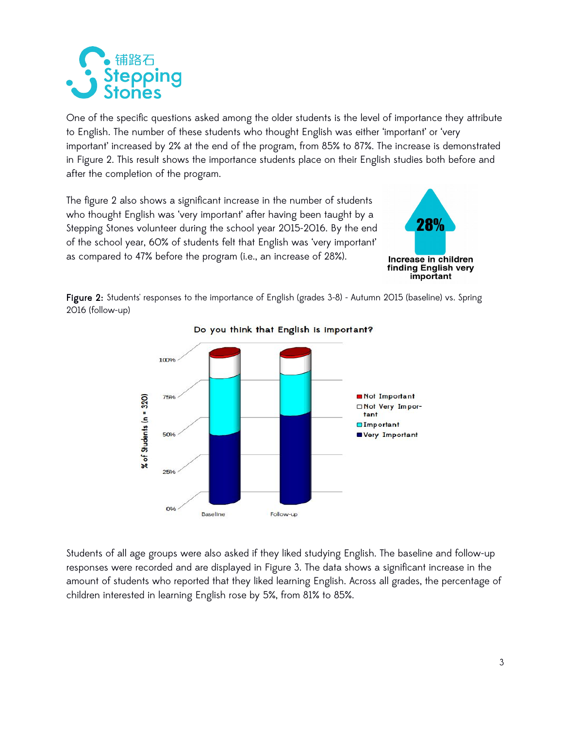One of the specific questions asked among the older students is the level of importance they attribute to English. The number of these students who thought English was either 'important' or 'very important' increased by 2% at the end of the program, from 85% to 87%. The increase is demonstrated in Figure 2. This result shows the importance students place on their English studies both before and after the completion of the program.

The figure 2 also shows a significant increase in the number of students who thought English was 'very important' after having been taught by a Stepping Stones volunteer during the school year 2015-2016. By the end of the school year, 60% of students felt that English was 'very important' as compared to 47% before the program (i.e., an increase of 28%).

**28%**

**Increase in children finding English very important**

**Figure 2:** Students' responses to the importance of English (grades 3-8) - Autumn 2015 (baseline) vs. Spring 2016 (follow-up)

Students of all age groups were also asked if they liked studying English. The baseline and follow-up responses were recorded and are displayed in Figure 3. The data shows a significant increase in the amount of students who reported that they liked learning English. Across all grades, the percentage of children interested in learning English rose by 5%, from 81% to 85%.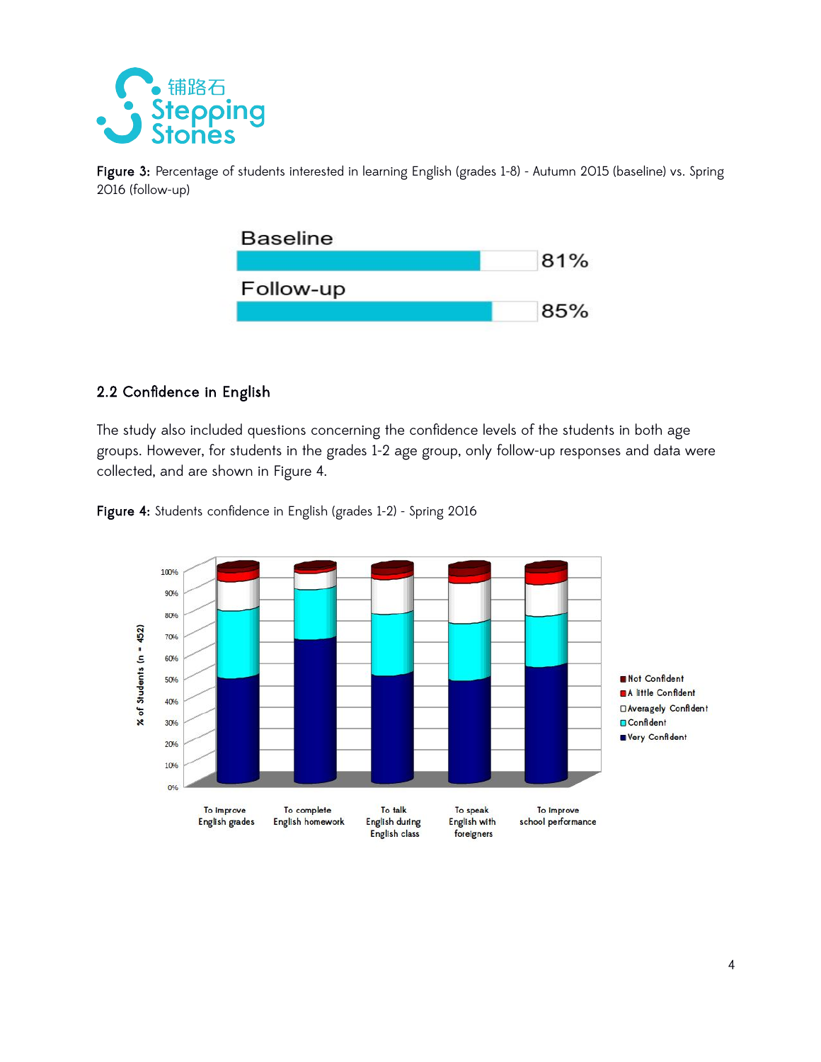**Figure 3:** Percentage of students interested in learning English (grades 1-8) - Autumn 2015 (baseline) vs. Spring 2016 (follow-up)

Baseline

81%

Follow-up

85%

### 2.2 Confidence in English

The study also included questions concerning the confidence levels of the students in both age groups. However, for students in the grades 1-2 age group, only follow-up responses and data were collected, and are shown in Figure 4.

**Figure 4:** Students confidence in English (grades 1-2) - Spring 2016

% of Students (n = 452)

100%, 90%, 80%, 70%, 60%, 50%, 40%, 30%, 20%, 10%, 0%

To improve English grades | To complete English homework | To talk English during English class | To speak English with foreigners | To improve school performance

Not Confident; A little Confident; Averagely Confident; Confident; Very Confident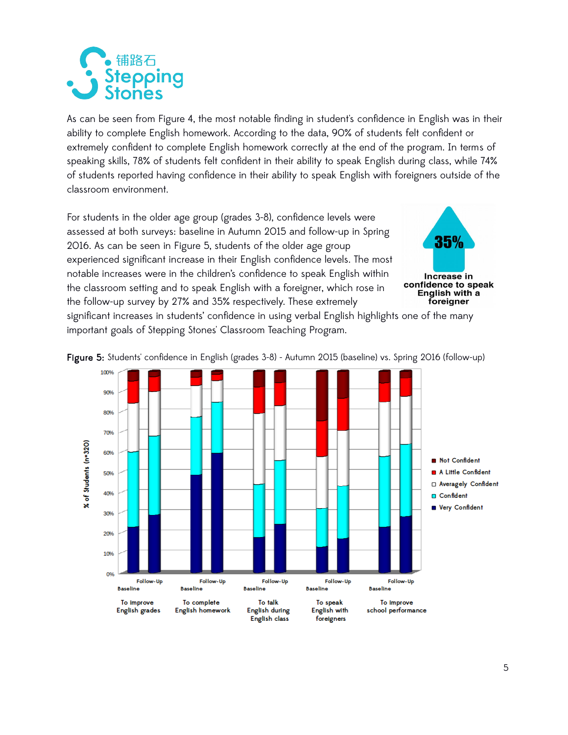As can be seen from Figure 4, the most notable finding in student's confidence in English was in their ability to complete English homework. According to the data, 90% of students felt confident or extremely confident to complete English homework correctly at the end of the program. In terms of speaking skills, 78% of students felt confident in their ability to speak English during class, while 74% of students reported having confidence in their ability to speak English with foreigners outside of the classroom environment.

For students in the older age group (grades 3-8), confidence levels were assessed at both surveys: baseline in Autumn 2015 and follow-up in Spring 2016. As can be seen in Figure 5, students of the older age group experienced significant increase in their English confidence levels. The most notable increases were in the children's confidence to speak English within the classroom setting and to speak English with a foreigner, which rose in the follow-up survey by 27% and 35% respectively. These extremely significant increases in students' confidence in using verbal English highlights one of the many important goals of Stepping Stones' Classroom Teaching Program.

**35%** Increase in confidence to speak English with a foreigner

**Figure 5:** Students' confidence in English (grades 3-8) - Autumn 2015 (baseline) vs. Spring 2016 (follow-up)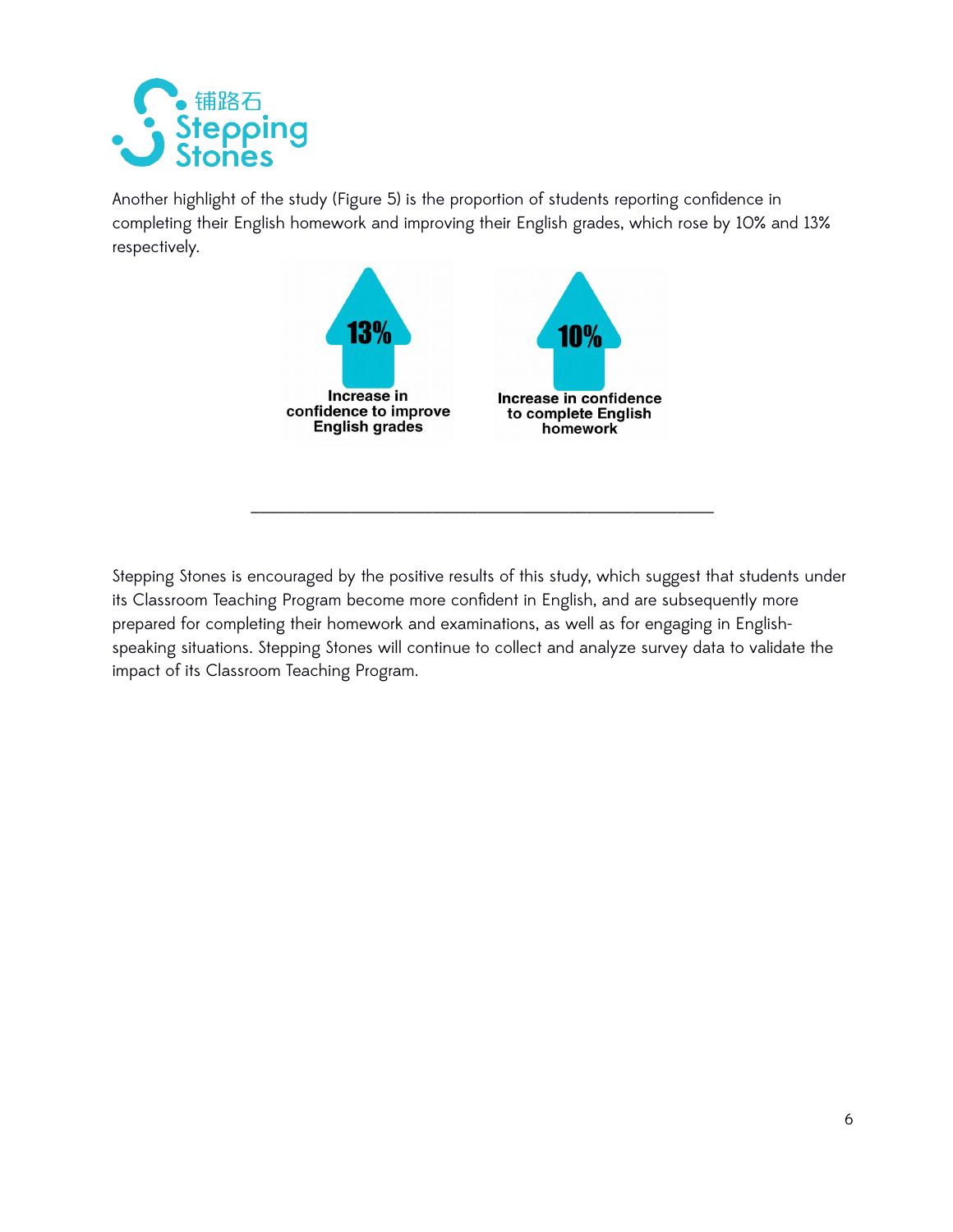Another highlight of the study (Figure 5) is the proportion of students reporting confidence in completing their English homework and improving their English grades, which rose by 10% and 13% respectively.

13%

Increase in confidence to improve English grades

10%

Increase in confidence to complete English homework

---

Stepping Stones is encouraged by the positive results of this study, which suggest that students under its Classroom Teaching Program become more confident in English, and are subsequently more prepared for completing their homework and examinations, as well as for engaging in English-speaking situations. Stepping Stones will continue to collect and analyze survey data to validate the impact of its Classroom Teaching Program.